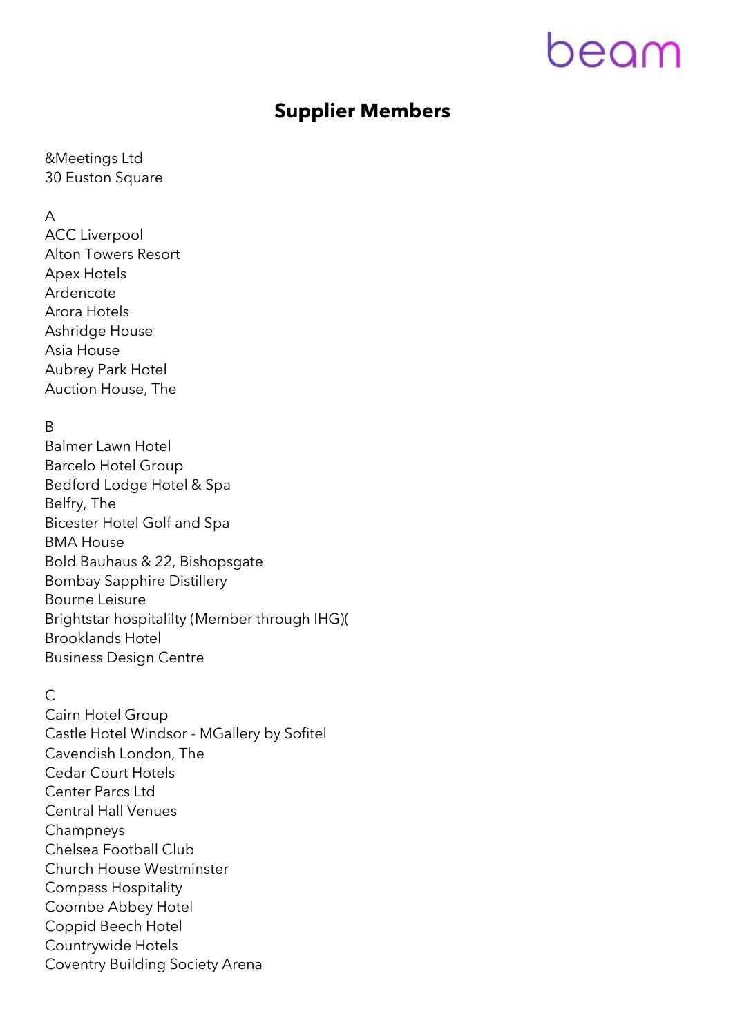# Supplier Members

&Meetings Ltd
30 Euston Square

A
ACC Liverpool
Alton Towers Resort
Apex Hotels
Ardencote
Arora Hotels
Ashridge House
Asia House
Aubrey Park Hotel
Auction House, The

B
Balmer Lawn Hotel
Barcelo Hotel Group
Bedford Lodge Hotel & Spa
Belfry, The
Bicester Hotel Golf and Spa
BMA House
Bold Bauhaus & 22, Bishopsgate
Bombay Sapphire Distillery
Bourne Leisure
Brightstar hospitalilty (Member through IHG)(
Brooklands Hotel
Business Design Centre

C
Cairn Hotel Group
Castle Hotel Windsor - MGallery by Sofitel
Cavendish London, The
Cedar Court Hotels
Center Parcs Ltd
Central Hall Venues
Champneys
Chelsea Football Club
Church House Westminster
Compass Hospitality
Coombe Abbey Hotel
Coppid Beech Hotel
Countrywide Hotels
Coventry Building Society Arena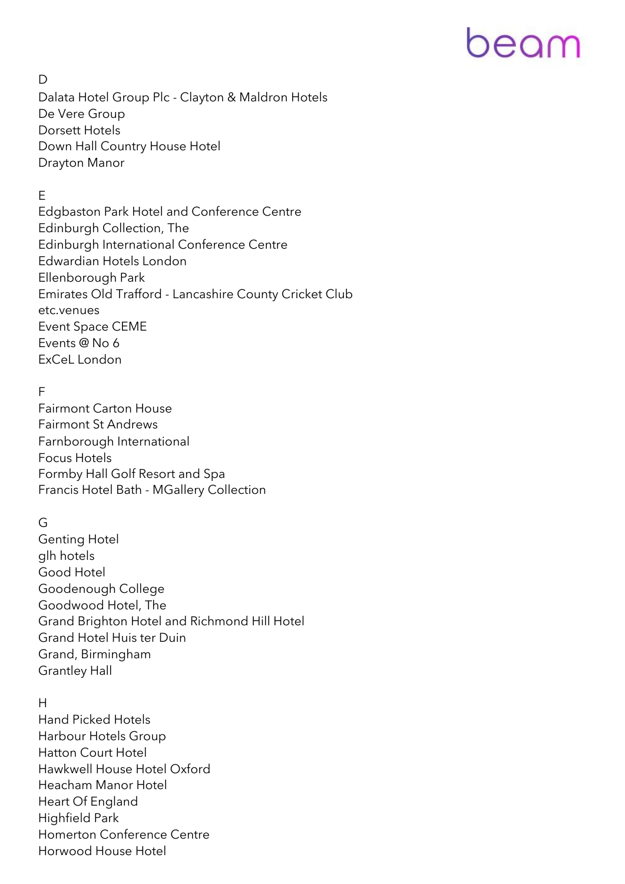D

Dalata Hotel Group Plc - Clayton & Maldron Hotels
De Vere Group
Dorsett Hotels
Down Hall Country House Hotel
Drayton Manor

E

Edgbaston Park Hotel and Conference Centre
Edinburgh Collection, The
Edinburgh International Conference Centre
Edwardian Hotels London
Ellenborough Park
Emirates Old Trafford - Lancashire County Cricket Club
etc.venues
Event Space CEME
Events @ No 6
ExCeL London

F

Fairmont Carton House
Fairmont St Andrews
Farnborough International
Focus Hotels
Formby Hall Golf Resort and Spa
Francis Hotel Bath - MGallery Collection

G

Genting Hotel
glh hotels
Good Hotel
Goodenough College
Goodwood Hotel, The
Grand Brighton Hotel and Richmond Hill Hotel
Grand Hotel Huis ter Duin
Grand, Birmingham
Grantley Hall

H

Hand Picked Hotels
Harbour Hotels Group
Hatton Court Hotel
Hawkwell House Hotel Oxford
Heacham Manor Hotel
Heart Of England
Highfield Park
Homerton Conference Centre
Horwood House Hotel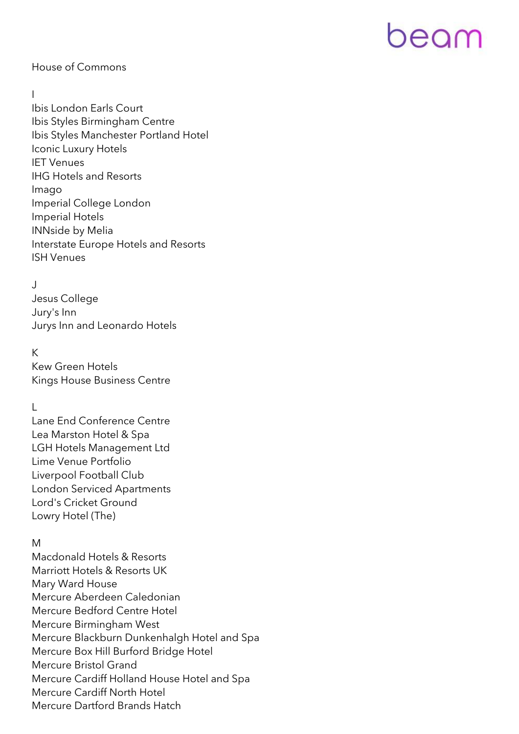House of Commons

I

Ibis London Earls Court
Ibis Styles Birmingham Centre
Ibis Styles Manchester Portland Hotel
Iconic Luxury Hotels
IET Venues
IHG Hotels and Resorts
Imago
Imperial College London
Imperial Hotels
INNside by Melia
Interstate Europe Hotels and Resorts
ISH Venues

J

Jesus College
Jury's Inn
Jurys Inn and Leonardo Hotels

K

Kew Green Hotels
Kings House Business Centre

L

Lane End Conference Centre
Lea Marston Hotel & Spa
LGH Hotels Management Ltd
Lime Venue Portfolio
Liverpool Football Club
London Serviced Apartments
Lord's Cricket Ground
Lowry Hotel (The)

M

Macdonald Hotels & Resorts
Marriott Hotels & Resorts UK
Mary Ward House
Mercure Aberdeen Caledonian
Mercure Bedford Centre Hotel
Mercure Birmingham West
Mercure Blackburn Dunkenhalgh Hotel and Spa
Mercure Box Hill Burford Bridge Hotel
Mercure Bristol Grand
Mercure Cardiff Holland House Hotel and Spa
Mercure Cardiff North Hotel
Mercure Dartford Brands Hatch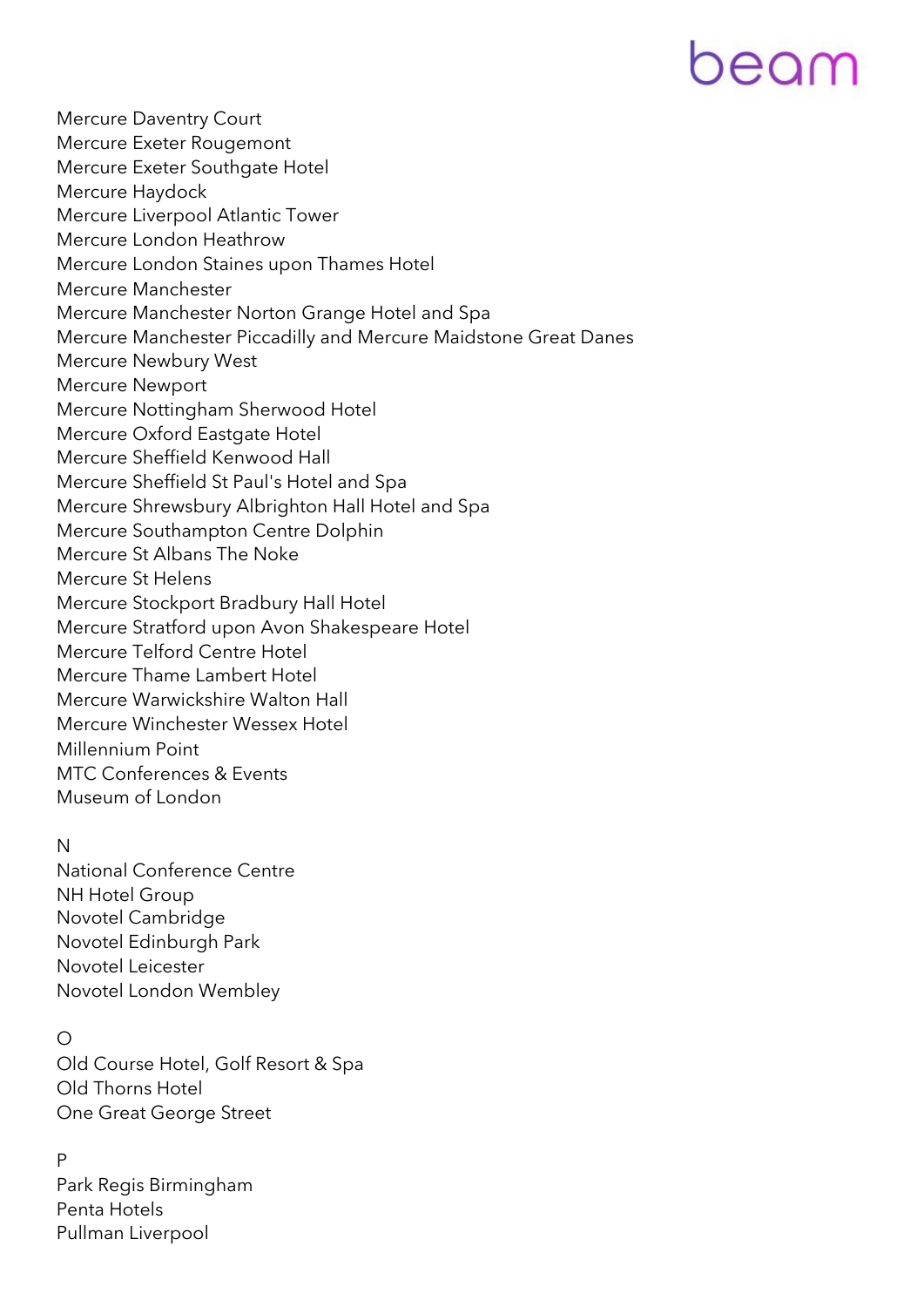Mercure Daventry Court
Mercure Exeter Rougemont
Mercure Exeter Southgate Hotel
Mercure Haydock
Mercure Liverpool Atlantic Tower
Mercure London Heathrow
Mercure London Staines upon Thames Hotel
Mercure Manchester
Mercure Manchester Norton Grange Hotel and Spa
Mercure Manchester Piccadilly and Mercure Maidstone Great Danes
Mercure Newbury West
Mercure Newport
Mercure Nottingham Sherwood Hotel
Mercure Oxford Eastgate Hotel
Mercure Sheffield Kenwood Hall
Mercure Sheffield St Paul's Hotel and Spa
Mercure Shrewsbury Albrighton Hall Hotel and Spa
Mercure Southampton Centre Dolphin
Mercure St Albans The Noke
Mercure St Helens
Mercure Stockport Bradbury Hall Hotel
Mercure Stratford upon Avon Shakespeare Hotel
Mercure Telford Centre Hotel
Mercure Thame Lambert Hotel
Mercure Warwickshire Walton Hall
Mercure Winchester Wessex Hotel
Millennium Point
MTC Conferences & Events
Museum of London

N
National Conference Centre
NH Hotel Group
Novotel Cambridge
Novotel Edinburgh Park
Novotel Leicester
Novotel London Wembley

O
Old Course Hotel, Golf Resort & Spa
Old Thorns Hotel
One Great George Street

P
Park Regis Birmingham
Penta Hotels
Pullman Liverpool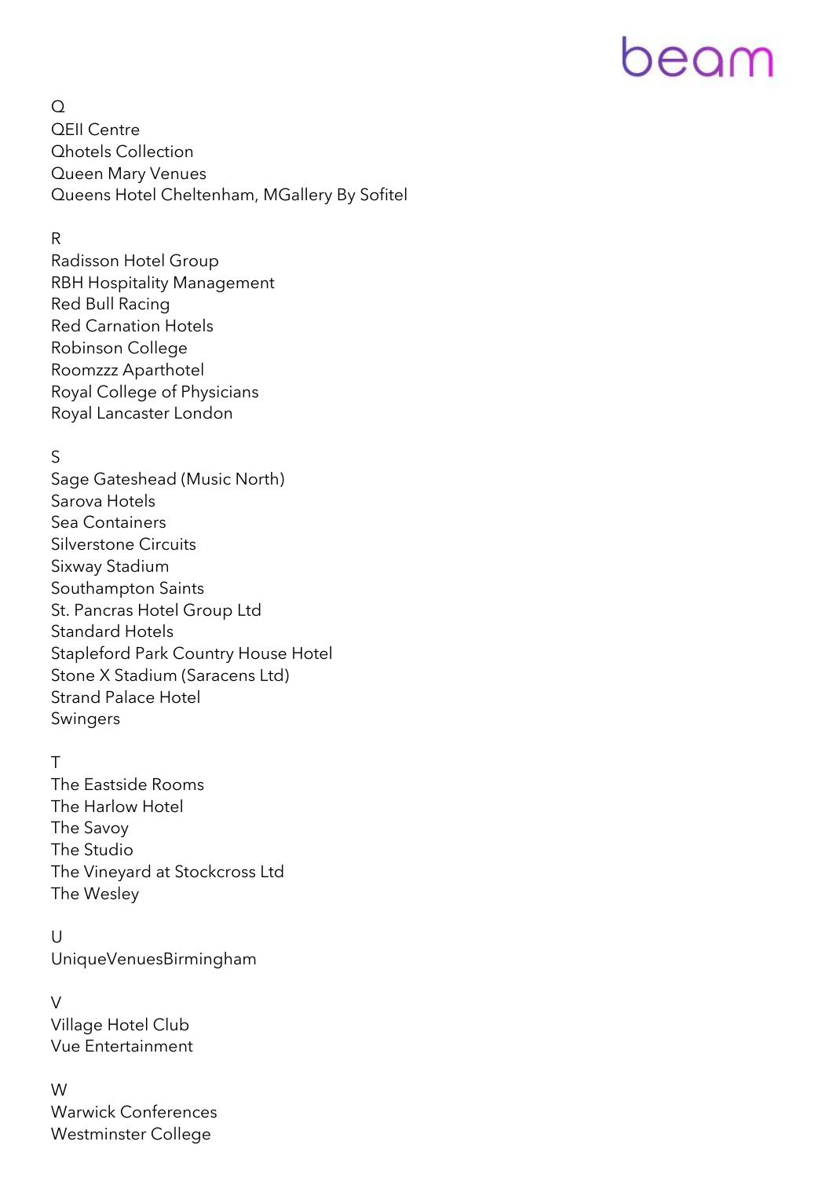Q

QEII Centre
Qhotels Collection
Queen Mary Venues
Queens Hotel Cheltenham, MGallery By Sofitel

R

Radisson Hotel Group
RBH Hospitality Management
Red Bull Racing
Red Carnation Hotels
Robinson College
Roomzzz Aparthotel
Royal College of Physicians
Royal Lancaster London

S

Sage Gateshead (Music North)
Sarova Hotels
Sea Containers
Silverstone Circuits
Sixway Stadium
Southampton Saints
St. Pancras Hotel Group Ltd
Standard Hotels
Stapleford Park Country House Hotel
Stone X Stadium (Saracens Ltd)
Strand Palace Hotel
Swingers

T

The Eastside Rooms
The Harlow Hotel
The Savoy
The Studio
The Vineyard at Stockcross Ltd
The Wesley

U

UniqueVenuesBirmingham

V

Village Hotel Club
Vue Entertainment

W

Warwick Conferences
Westminster College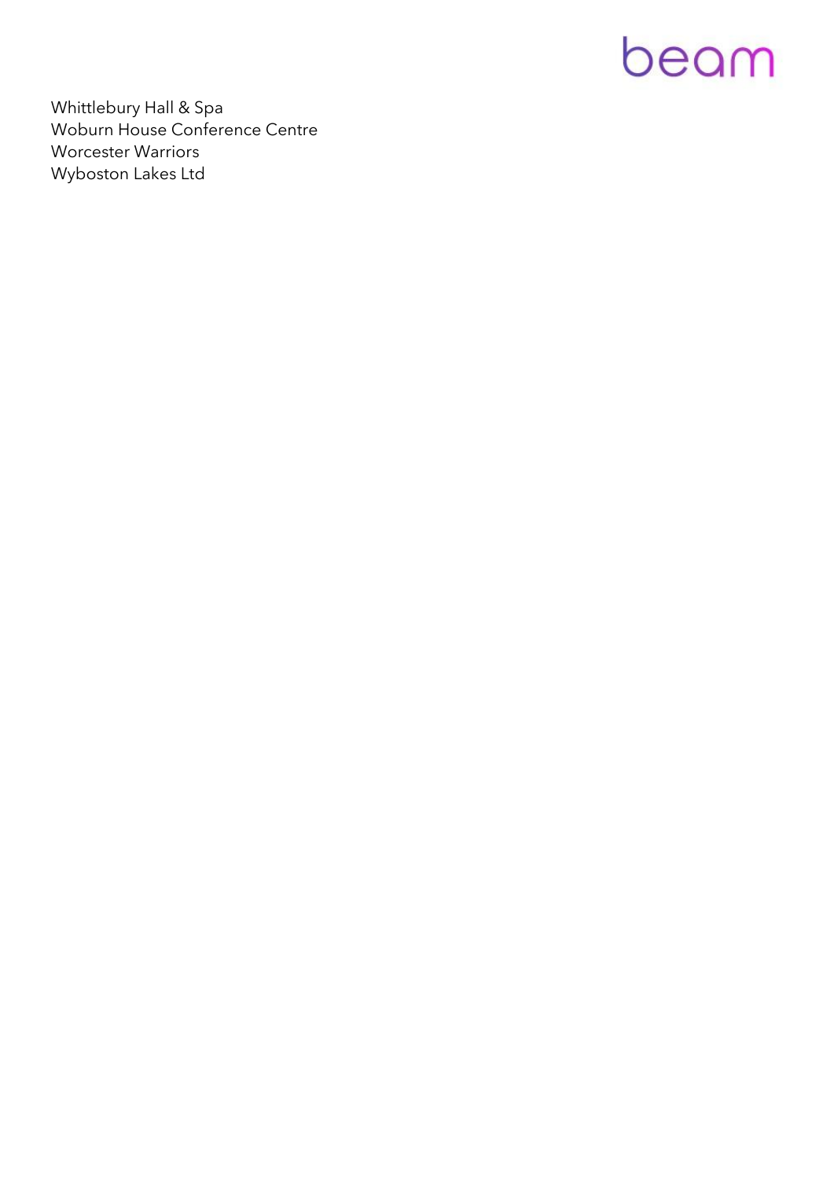Whittlebury Hall & Spa
Woburn House Conference Centre
Worcester Warriors
Wyboston Lakes Ltd